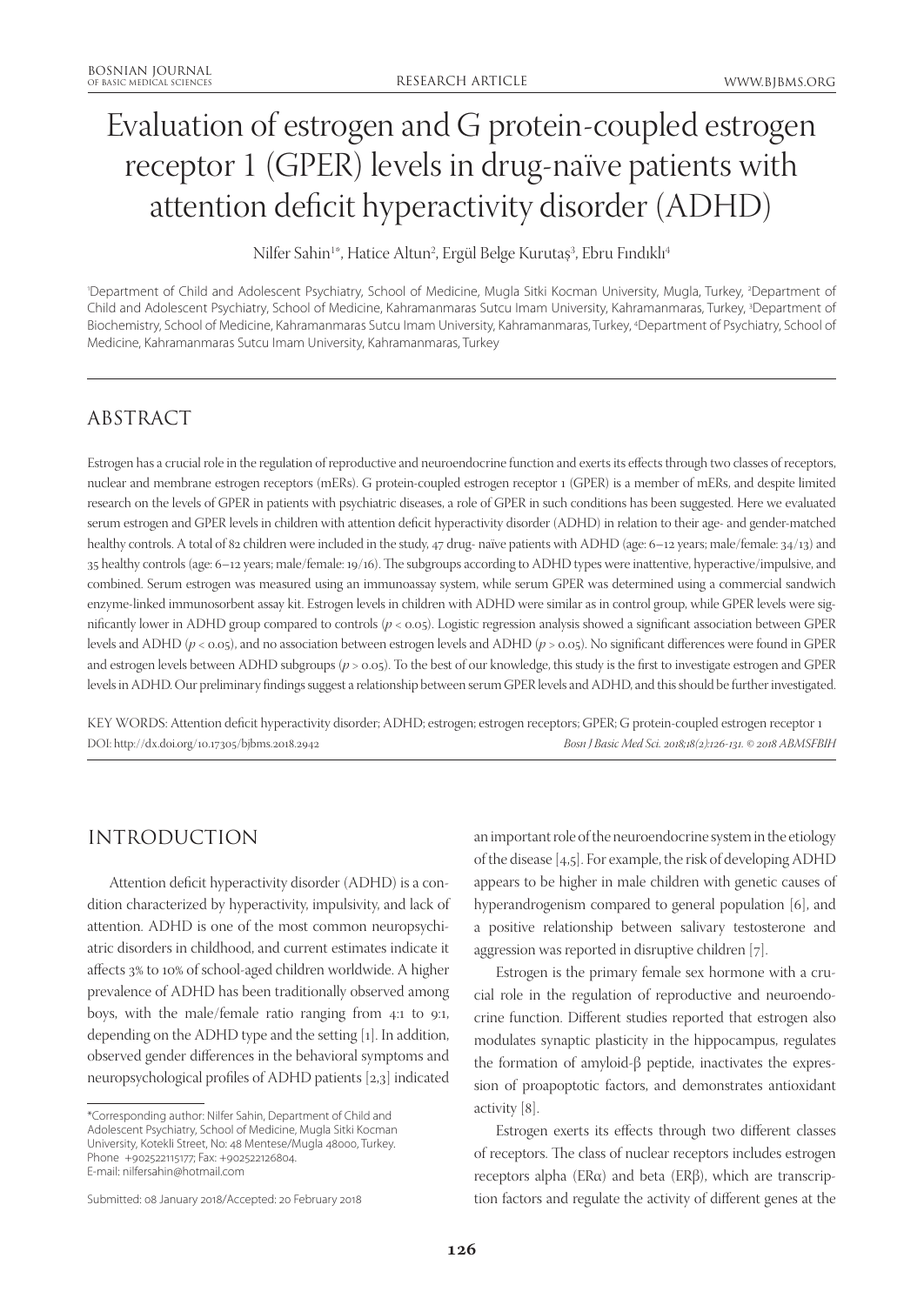# Evaluation of estrogen and G protein-coupled estrogen receptor 1 (GPER) levels in drug-naïve patients with attention deficit hyperactivity disorder (ADHD)

Nilfer Sahin[1*], Hatice Altun[2], Ergül Belge Kurutaş[3], Ebru Fındıklı[4]

[1]Department of Child and Adolescent Psychiatry, School of Medicine, Mugla Sitki Kocman University, Mugla, Turkey, [2]Department of Child and Adolescent Psychiatry, School of Medicine, Kahramanmaras Sutcu Imam University, Kahramanmaras, Turkey, [3]Department of Biochemistry, School of Medicine, Kahramanmaras Sutcu Imam University, Kahramanmaras, Turkey, [4]Department of Psychiatry, School of Medicine, Kahramanmaras Sutcu Imam University, Kahramanmaras, Turkey

## ABSTRACT

Estrogen has a crucial role in the regulation of reproductive and neuroendocrine function and exerts its effects through two classes of receptors, nuclear and membrane estrogen receptors (mERs). G protein-coupled estrogen receptor 1 (GPER) is a member of mERs, and despite limited research on the levels of GPER in patients with psychiatric diseases, a role of GPER in such conditions has been suggested. Here we evaluated serum estrogen and GPER levels in children with attention deficit hyperactivity disorder (ADHD) in relation to their age- and gender-matched healthy controls. A total of 82 children were included in the study, 47 drug- naïve patients with ADHD (age: 6–12 years; male/female: 34/13) and 35 healthy controls (age: 6–12 years; male/female: 19/16). The subgroups according to ADHD types were inattentive, hyperactive/impulsive, and combined. Serum estrogen was measured using an immunoassay system, while serum GPER was determined using a commercial sandwich enzyme-linked immunosorbent assay kit. Estrogen levels in children with ADHD were similar as in control group, while GPER levels were significantly lower in ADHD group compared to controls ($p < 0.05$). Logistic regression analysis showed a significant association between GPER levels and ADHD ($p < 0.05$), and no association between estrogen levels and ADHD ($p > 0.05$). No significant differences were found in GPER and estrogen levels between ADHD subgroups ($p > 0.05$). To the best of our knowledge, this study is the first to investigate estrogen and GPER levels in ADHD. Our preliminary findings suggest a relationship between serum GPER levels and ADHD, and this should be further investigated.

KEY WORDS: Attention deficit hyperactivity disorder; ADHD; estrogen; estrogen receptors; GPER; G protein-coupled estrogen receptor 1

DOI: http://dx.doi.org/10.17305/bjbms.2018.2942

*Bosn J Basic Med Sci. 2018;18(2):126-131. © 2018 ABMSFBIH*

## INTRODUCTION

Attention deficit hyperactivity disorder (ADHD) is a condition characterized by hyperactivity, impulsivity, and lack of attention. ADHD is one of the most common neuropsychiatric disorders in childhood, and current estimates indicate it affects 3% to 10% of school-aged children worldwide. A higher prevalence of ADHD has been traditionally observed among boys, with the male/female ratio ranging from 4:1 to 9:1, depending on the ADHD type and the setting [1]. In addition, observed gender differences in the behavioral symptoms and neuropsychological profiles of ADHD patients [2,3] indicated an important role of the neuroendocrine system in the etiology of the disease [4,5]. For example, the risk of developing ADHD appears to be higher in male children with genetic causes of hyperandrogenism compared to general population [6], and a positive relationship between salivary testosterone and aggression was reported in disruptive children [7].

Estrogen is the primary female sex hormone with a crucial role in the regulation of reproductive and neuroendocrine function. Different studies reported that estrogen also modulates synaptic plasticity in the hippocampus, regulates the formation of amyloid-β peptide, inactivates the expression of proapoptotic factors, and demonstrates antioxidant activity [8].

Estrogen exerts its effects through two different classes of receptors. The class of nuclear receptors includes estrogen receptors alpha (ERα) and beta (ERβ), which are transcription factors and regulate the activity of different genes at the

*Corresponding author: Nilfer Sahin, Department of Child and Adolescent Psychiatry, School of Medicine, Mugla Sitki Kocman University, Kotekli Street, No: 48 Mentese/Mugla 48000, Turkey. Phone +902522115177; Fax: +902522126804. E-mail: nilfersahin@hotmail.com

Submitted: 08 January 2018/Accepted: 20 February 2018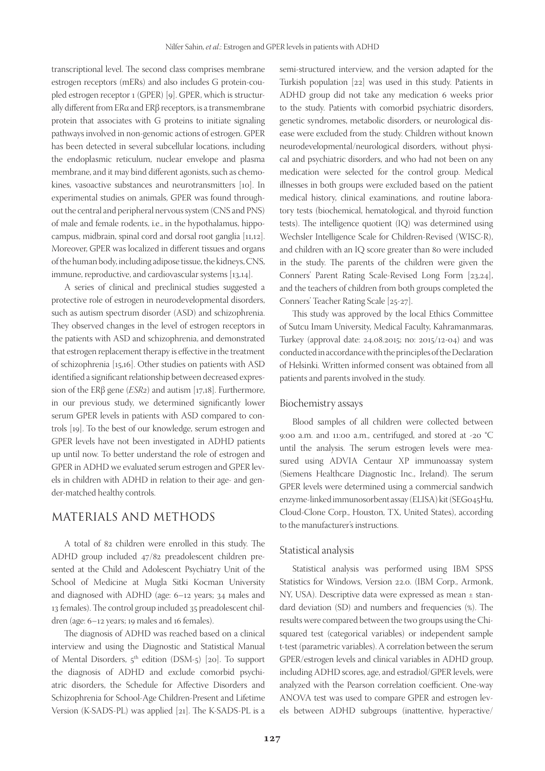transcriptional level. The second class comprises membrane estrogen receptors (mERs) and also includes G protein-coupled estrogen receptor 1 (GPER) [9]. GPER, which is structurally different from ERα and ERβ receptors, is a transmembrane protein that associates with G proteins to initiate signaling pathways involved in non-genomic actions of estrogen. GPER has been detected in several subcellular locations, including the endoplasmic reticulum, nuclear envelope and plasma membrane, and it may bind different agonists, such as chemokines, vasoactive substances and neurotransmitters [10]. In experimental studies on animals, GPER was found throughout the central and peripheral nervous system (CNS and PNS) of male and female rodents, i.e., in the hypothalamus, hippocampus, midbrain, spinal cord and dorsal root ganglia [11,12]. Moreover, GPER was localized in different tissues and organs of the human body, including adipose tissue, the kidneys, CNS, immune, reproductive, and cardiovascular systems [13,14].

A series of clinical and preclinical studies suggested a protective role of estrogen in neurodevelopmental disorders, such as autism spectrum disorder (ASD) and schizophrenia. They observed changes in the level of estrogen receptors in the patients with ASD and schizophrenia, and demonstrated that estrogen replacement therapy is effective in the treatment of schizophrenia [15,16]. Other studies on patients with ASD identified a significant relationship between decreased expression of the ERβ gene (*ESR2*) and autism [17,18]. Furthermore, in our previous study, we determined significantly lower serum GPER levels in patients with ASD compared to controls [19]. To the best of our knowledge, serum estrogen and GPER levels have not been investigated in ADHD patients up until now. To better understand the role of estrogen and GPER in ADHD we evaluated serum estrogen and GPER levels in children with ADHD in relation to their age- and gender-matched healthy controls.

# MATERIALS AND METHODS

A total of 82 children were enrolled in this study. The ADHD group included 47/82 preadolescent children presented at the Child and Adolescent Psychiatry Unit of the School of Medicine at Mugla Sitki Kocman University and diagnosed with ADHD (age: 6–12 years; 34 males and 13 females). The control group included 35 preadolescent children (age: 6–12 years; 19 males and 16 females).

The diagnosis of ADHD was reached based on a clinical interview and using the Diagnostic and Statistical Manual of Mental Disorders, 5th edition (DSM-5) [20]. To support the diagnosis of ADHD and exclude comorbid psychiatric disorders, the Schedule for Affective Disorders and Schizophrenia for School-Age Children-Present and Lifetime Version (K-SADS-PL) was applied [21]. The K-SADS-PL is a semi-structured interview, and the version adapted for the Turkish population [22] was used in this study. Patients in ADHD group did not take any medication 6 weeks prior to the study. Patients with comorbid psychiatric disorders, genetic syndromes, metabolic disorders, or neurological disease were excluded from the study. Children without known neurodevelopmental/neurological disorders, without physical and psychiatric disorders, and who had not been on any medication were selected for the control group. Medical illnesses in both groups were excluded based on the patient medical history, clinical examinations, and routine laboratory tests (biochemical, hematological, and thyroid function tests). The intelligence quotient (IQ) was determined using Wechsler Intelligence Scale for Children-Revised (WISC-R), and children with an IQ score greater than 80 were included in the study. The parents of the children were given the Conners' Parent Rating Scale-Revised Long Form [23,24], and the teachers of children from both groups completed the Conners' Teacher Rating Scale [25-27].

This study was approved by the local Ethics Committee of Sutcu Imam University, Medical Faculty, Kahramanmaras, Turkey (approval date: 24.08.2015; no: 2015/12-04) and was conducted in accordance with the principles of the Declaration of Helsinki. Written informed consent was obtained from all patients and parents involved in the study.

## Biochemistry assays

Blood samples of all children were collected between 9:00 a.m. and 11:00 a.m., centrifuged, and stored at -20 °C until the analysis. The serum estrogen levels were measured using ADVIA Centaur XP immunoassay system (Siemens Healthcare Diagnostic Inc., Ireland). The serum GPER levels were determined using a commercial sandwich enzyme-linked immunosorbent assay (ELISA) kit (SEG045Hu, Cloud-Clone Corp., Houston, TX, United States), according to the manufacturer's instructions.

## Statistical analysis

Statistical analysis was performed using IBM SPSS Statistics for Windows, Version 22.0. (IBM Corp., Armonk, NY, USA). Descriptive data were expressed as mean ± standard deviation (SD) and numbers and frequencies (%). The results were compared between the two groups using the Chi-squared test (categorical variables) or independent sample t-test (parametric variables). A correlation between the serum GPER/estrogen levels and clinical variables in ADHD group, including ADHD scores, age, and estradiol/GPER levels, were analyzed with the Pearson correlation coefficient. One-way ANOVA test was used to compare GPER and estrogen levels between ADHD subgroups (inattentive, hyperactive/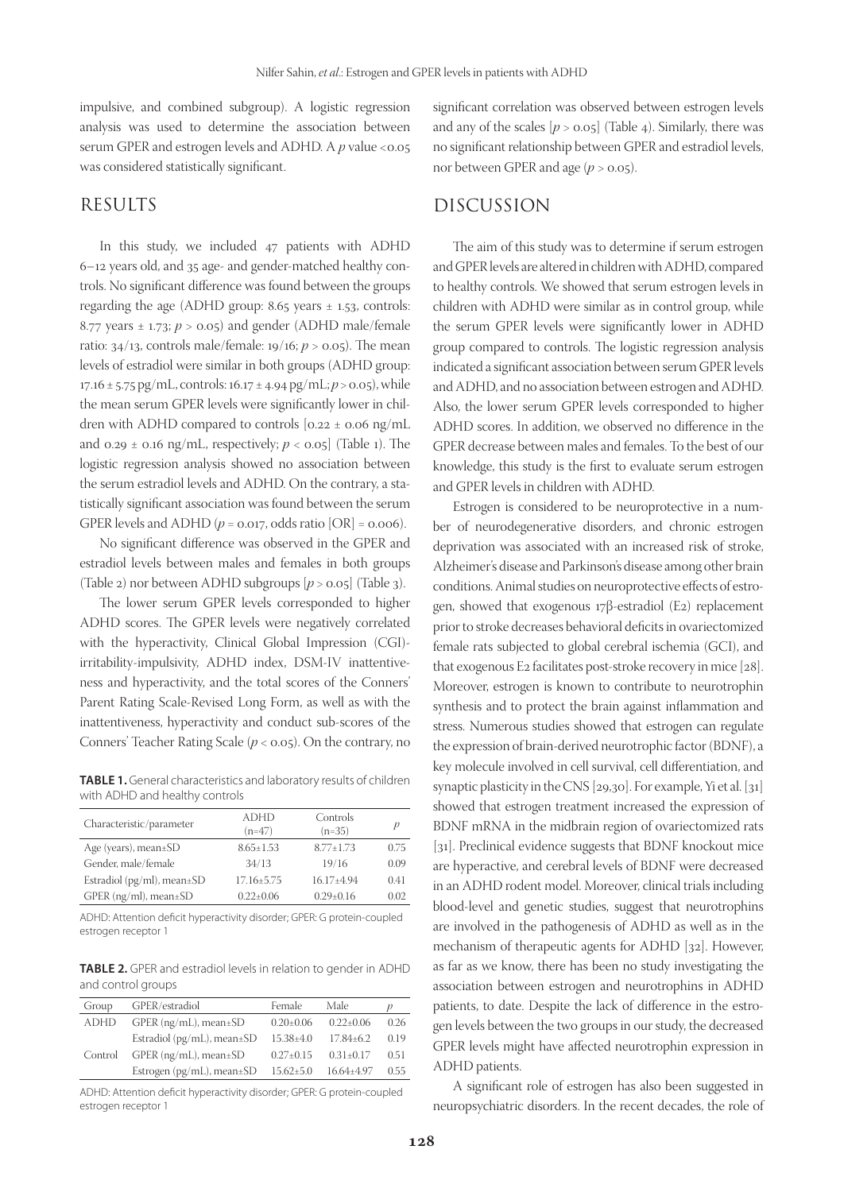impulsive, and combined subgroup). A logistic regression analysis was used to determine the association between serum GPER and estrogen levels and ADHD. A $p$ value <0.05 was considered statistically significant.

## RESULTS

In this study, we included 47 patients with ADHD 6–12 years old, and 35 age- and gender-matched healthy controls. No significant difference was found between the groups regarding the age (ADHD group: 8.65 years ± 1.53, controls: 8.77 years ± 1.73; $p > 0.05$) and gender (ADHD male/female ratio: 34/13, controls male/female: 19/16; $p > 0.05$). The mean levels of estradiol were similar in both groups (ADHD group: 17.16 ± 5.75 pg/mL, controls: 16.17 ± 4.94 pg/mL; $p > 0.05$), while the mean serum GPER levels were significantly lower in children with ADHD compared to controls [0.22 ± 0.06 ng/mL and 0.29 ± 0.16 ng/mL, respectively; $p < 0.05$] (Table 1). The logistic regression analysis showed no association between the serum estradiol levels and ADHD. On the contrary, a statistically significant association was found between the serum GPER levels and ADHD ($p = 0.017$, odds ratio [OR] = 0.006).

No significant difference was observed in the GPER and estradiol levels between males and females in both groups (Table 2) nor between ADHD subgroups [$p > 0.05$] (Table 3).

The lower serum GPER levels corresponded to higher ADHD scores. The GPER levels were negatively correlated with the hyperactivity, Clinical Global Impression (CGI)-irritability-impulsivity, ADHD index, DSM-IV inattentiveness and hyperactivity, and the total scores of the Conners' Parent Rating Scale-Revised Long Form, as well as with the inattentiveness, hyperactivity and conduct sub-scores of the Conners' Teacher Rating Scale ($p < 0.05$). On the contrary, no significant correlation was observed between estrogen levels and any of the scales [$p > 0.05$] (Table 4). Similarly, there was no significant relationship between GPER and estradiol levels, nor between GPER and age ($p > 0.05$).

**TABLE 1.** General characteristics and laboratory results of children with ADHD and healthy controls

| Characteristic/parameter | ADHD (n=47) | Controls (n=35) | $p$ |
|---|---|---|---|
| Age (years), mean±SD | 8.65±1.53 | 8.77±1.73 | 0.75 |
| Gender, male/female | 34/13 | 19/16 | 0.09 |
| Estradiol (pg/ml), mean±SD | 17.16±5.75 | 16.17±4.94 | 0.41 |
| GPER (ng/ml), mean±SD | 0.22±0.06 | 0.29±0.16 | 0.02 |

ADHD: Attention deficit hyperactivity disorder; GPER: G protein-coupled estrogen receptor 1

**TABLE 2.** GPER and estradiol levels in relation to gender in ADHD and control groups

| Group | GPER/estradiol | Female | Male | $p$ |
|---|---|---|---|---|
| ADHD | GPER (ng/mL), mean±SD | 0.20±0.06 | 0.22±0.06 | 0.26 |
| | Estradiol (pg/mL), mean±SD | 15.38±4.0 | 17.84±6.2 | 0.19 |
| Control | GPER (ng/mL), mean±SD | 0.27±0.15 | 0.31±0.17 | 0.51 |
| | Estrogen (pg/mL), mean±SD | 15.62±5.0 | 16.64±4.97 | 0.55 |

ADHD: Attention deficit hyperactivity disorder; GPER: G protein-coupled estrogen receptor 1

## DISCUSSION

The aim of this study was to determine if serum estrogen and GPER levels are altered in children with ADHD, compared to healthy controls. We showed that serum estrogen levels in children with ADHD were similar as in control group, while the serum GPER levels were significantly lower in ADHD group compared to controls. The logistic regression analysis indicated a significant association between serum GPER levels and ADHD, and no association between estrogen and ADHD. Also, the lower serum GPER levels corresponded to higher ADHD scores. In addition, we observed no difference in the GPER decrease between males and females. To the best of our knowledge, this study is the first to evaluate serum estrogen and GPER levels in children with ADHD.

Estrogen is considered to be neuroprotective in a number of neurodegenerative disorders, and chronic estrogen deprivation was associated with an increased risk of stroke, Alzheimer's disease and Parkinson's disease among other brain conditions. Animal studies on neuroprotective effects of estrogen, showed that exogenous 17β-estradiol (E2) replacement prior to stroke decreases behavioral deficits in ovariectomized female rats subjected to global cerebral ischemia (GCI), and that exogenous E2 facilitates post-stroke recovery in mice [28]. Moreover, estrogen is known to contribute to neurotrophin synthesis and to protect the brain against inflammation and stress. Numerous studies showed that estrogen can regulate the expression of brain-derived neurotrophic factor (BDNF), a key molecule involved in cell survival, cell differentiation, and synaptic plasticity in the CNS [29,30]. For example, Yi et al. [31] showed that estrogen treatment increased the expression of BDNF mRNA in the midbrain region of ovariectomized rats [31]. Preclinical evidence suggests that BDNF knockout mice are hyperactive, and cerebral levels of BDNF were decreased in an ADHD rodent model. Moreover, clinical trials including blood-level and genetic studies, suggest that neurotrophins are involved in the pathogenesis of ADHD as well as in the mechanism of therapeutic agents for ADHD [32]. However, as far as we know, there has been no study investigating the association between estrogen and neurotrophins in ADHD patients, to date. Despite the lack of difference in the estrogen levels between the two groups in our study, the decreased GPER levels might have affected neurotrophin expression in ADHD patients.

A significant role of estrogen has also been suggested in neuropsychiatric disorders. In the recent decades, the role of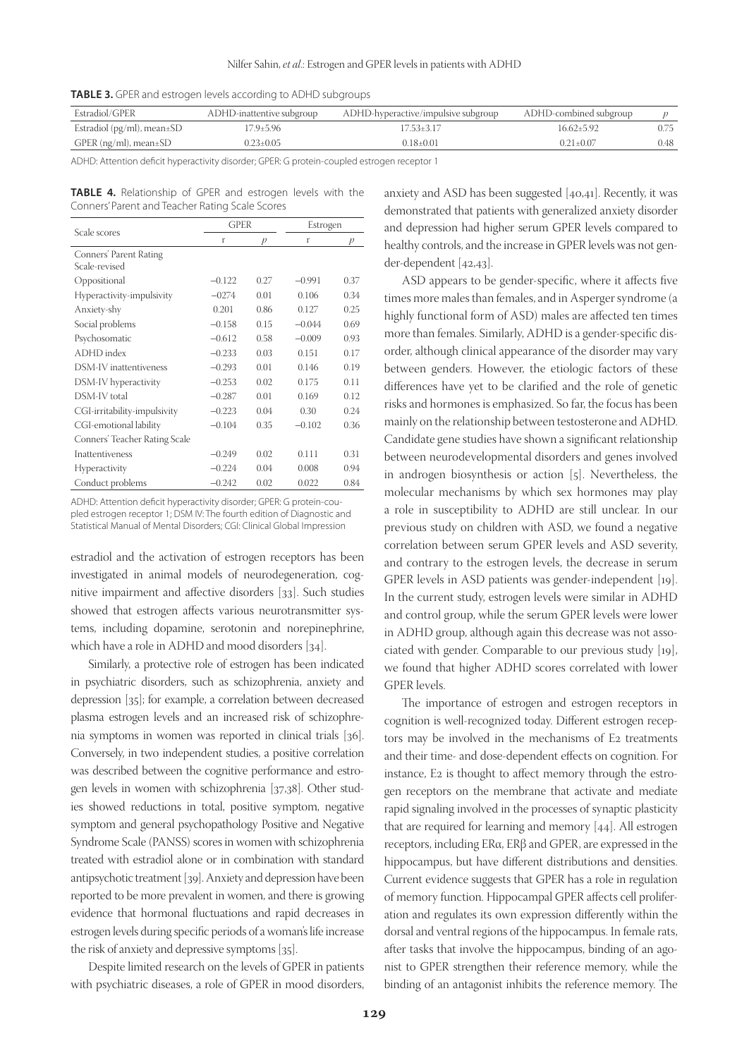**TABLE 3.** GPER and estrogen levels according to ADHD subgroups

| Estradiol/GPER | ADHD-inattentive subgroup | ADHD-hyperactive/impulsive subgroup | ADHD-combined subgroup | $p$ |
|---|---|---|---|---|
| Estradiol (pg/ml), mean±SD | 17.9±5.96 | 17.53±3.17 | 16.62±5.92 | 0.75 |
| GPER (ng/ml), mean±SD | 0.23±0.05 | 0.18±0.01 | 0.21±0.07 | 0.48 |

ADHD: Attention deficit hyperactivity disorder; GPER: G protein-coupled estrogen receptor 1

**TABLE 4.** Relationship of GPER and estrogen levels with the Conners' Parent and Teacher Rating Scale Scores

| Scale scores | GPER | | Estrogen | |
|---|---|---|---|---|
| | r | $p$ | r | $p$ |
| Conners' Parent Rating Scale-revised | | | | |
| Oppositional | −0.122 | 0.27 | −0.991 | 0.37 |
| Hyperactivity-impulsivity | −0274 | 0.01 | 0.106 | 0.34 |
| Anxiety-shy | 0.201 | 0.86 | 0.127 | 0.25 |
| Social problems | −0.158 | 0.15 | −0.044 | 0.69 |
| Psychosomatic | −0.612 | 0.58 | −0.009 | 0.93 |
| ADHD index | −0.233 | 0.03 | 0.151 | 0.17 |
| DSM-IV inattentiveness | −0.293 | 0.01 | 0.146 | 0.19 |
| DSM-IV hyperactivity | −0.253 | 0.02 | 0.175 | 0.11 |
| DSM-IV total | −0.287 | 0.01 | 0.169 | 0.12 |
| CGI-irritability-impulsivity | −0.223 | 0.04 | 0.30 | 0.24 |
| CGI-emotional lability | −0.104 | 0.35 | −0.102 | 0.36 |
| Conners' Teacher Rating Scale | | | | |
| Inattentiveness | −0.249 | 0.02 | 0.111 | 0.31 |
| Hyperactivity | −0.224 | 0.04 | 0.008 | 0.94 |
| Conduct problems | −0.242 | 0.02 | 0.022 | 0.84 |

ADHD: Attention deficit hyperactivity disorder; GPER: G protein-coupled estrogen receptor 1; DSM IV: The fourth edition of Diagnostic and Statistical Manual of Mental Disorders; CGI: Clinical Global Impression

estradiol and the activation of estrogen receptors has been investigated in animal models of neurodegeneration, cognitive impairment and affective disorders [33]. Such studies showed that estrogen affects various neurotransmitter systems, including dopamine, serotonin and norepinephrine, which have a role in ADHD and mood disorders [34].

Similarly, a protective role of estrogen has been indicated in psychiatric disorders, such as schizophrenia, anxiety and depression [35]; for example, a correlation between decreased plasma estrogen levels and an increased risk of schizophrenia symptoms in women was reported in clinical trials [36]. Conversely, in two independent studies, a positive correlation was described between the cognitive performance and estrogen levels in women with schizophrenia [37,38]. Other studies showed reductions in total, positive symptom, negative symptom and general psychopathology Positive and Negative Syndrome Scale (PANSS) scores in women with schizophrenia treated with estradiol alone or in combination with standard antipsychotic treatment [39]. Anxiety and depression have been reported to be more prevalent in women, and there is growing evidence that hormonal fluctuations and rapid decreases in estrogen levels during specific periods of a woman's life increase the risk of anxiety and depressive symptoms [35].

Despite limited research on the levels of GPER in patients with psychiatric diseases, a role of GPER in mood disorders, anxiety and ASD has been suggested [40,41]. Recently, it was demonstrated that patients with generalized anxiety disorder and depression had higher serum GPER levels compared to healthy controls, and the increase in GPER levels was not gender-dependent [42,43].

ASD appears to be gender-specific, where it affects five times more males than females, and in Asperger syndrome (a highly functional form of ASD) males are affected ten times more than females. Similarly, ADHD is a gender-specific disorder, although clinical appearance of the disorder may vary between genders. However, the etiologic factors of these differences have yet to be clarified and the role of genetic risks and hormones is emphasized. So far, the focus has been mainly on the relationship between testosterone and ADHD. Candidate gene studies have shown a significant relationship between neurodevelopmental disorders and genes involved in androgen biosynthesis or action [5]. Nevertheless, the molecular mechanisms by which sex hormones may play a role in susceptibility to ADHD are still unclear. In our previous study on children with ASD, we found a negative correlation between serum GPER levels and ASD severity, and contrary to the estrogen levels, the decrease in serum GPER levels in ASD patients was gender-independent [19]. In the current study, estrogen levels were similar in ADHD and control group, while the serum GPER levels were lower in ADHD group, although again this decrease was not associated with gender. Comparable to our previous study [19], we found that higher ADHD scores correlated with lower GPER levels.

The importance of estrogen and estrogen receptors in cognition is well-recognized today. Different estrogen receptors may be involved in the mechanisms of E2 treatments and their time- and dose-dependent effects on cognition. For instance, E2 is thought to affect memory through the estrogen receptors on the membrane that activate and mediate rapid signaling involved in the processes of synaptic plasticity that are required for learning and memory [44]. All estrogen receptors, including ERα, ERβ and GPER, are expressed in the hippocampus, but have different distributions and densities. Current evidence suggests that GPER has a role in regulation of memory function. Hippocampal GPER affects cell proliferation and regulates its own expression differently within the dorsal and ventral regions of the hippocampus. In female rats, after tasks that involve the hippocampus, binding of an agonist to GPER strengthen their reference memory, while the binding of an antagonist inhibits the reference memory. The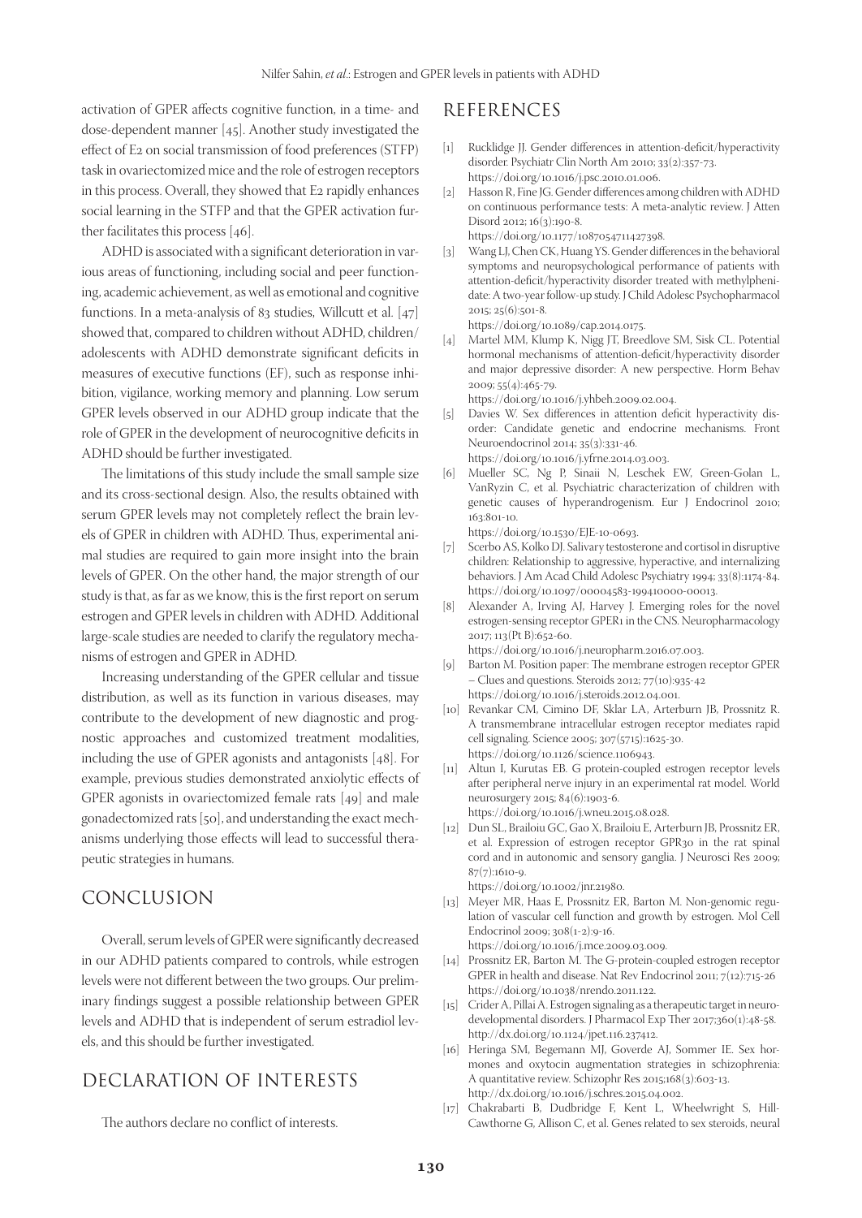activation of GPER affects cognitive function, in a time- and dose-dependent manner [45]. Another study investigated the effect of E2 on social transmission of food preferences (STFP) task in ovariectomized mice and the role of estrogen receptors in this process. Overall, they showed that E2 rapidly enhances social learning in the STFP and that the GPER activation further facilitates this process [46].

ADHD is associated with a significant deterioration in various areas of functioning, including social and peer functioning, academic achievement, as well as emotional and cognitive functions. In a meta-analysis of 83 studies, Willcutt et al. [47] showed that, compared to children without ADHD, children/adolescents with ADHD demonstrate significant deficits in measures of executive functions (EF), such as response inhibition, vigilance, working memory and planning. Low serum GPER levels observed in our ADHD group indicate that the role of GPER in the development of neurocognitive deficits in ADHD should be further investigated.

The limitations of this study include the small sample size and its cross-sectional design. Also, the results obtained with serum GPER levels may not completely reflect the brain levels of GPER in children with ADHD. Thus, experimental animal studies are required to gain more insight into the brain levels of GPER. On the other hand, the major strength of our study is that, as far as we know, this is the first report on serum estrogen and GPER levels in children with ADHD. Additional large-scale studies are needed to clarify the regulatory mechanisms of estrogen and GPER in ADHD.

Increasing understanding of the GPER cellular and tissue distribution, as well as its function in various diseases, may contribute to the development of new diagnostic and prognostic approaches and customized treatment modalities, including the use of GPER agonists and antagonists [48]. For example, previous studies demonstrated anxiolytic effects of GPER agonists in ovariectomized female rats [49] and male gonadectomized rats [50], and understanding the exact mechanisms underlying those effects will lead to successful therapeutic strategies in humans.

## CONCLUSION

Overall, serum levels of GPER were significantly decreased in our ADHD patients compared to controls, while estrogen levels were not different between the two groups. Our preliminary findings suggest a possible relationship between GPER levels and ADHD that is independent of serum estradiol levels, and this should be further investigated.

## DECLARATION OF INTERESTS

The authors declare no conflict of interests.

## REFERENCES

[1] Rucklidge JJ. Gender differences in attention-deficit/hyperactivity disorder. Psychiatr Clin North Am 2010; 33(2):357-73. https://doi.org/10.1016/j.psc.2010.01.006.

[2] Hasson R, Fine JG. Gender differences among children with ADHD on continuous performance tests: A meta-analytic review. J Atten Disord 2012; 16(3):190-8. https://doi.org/10.1177/1087054711427398.

[3] Wang LJ, Chen CK, Huang YS. Gender differences in the behavioral symptoms and neuropsychological performance of patients with attention-deficit/hyperactivity disorder treated with methylphenidate: A two-year follow-up study. J Child Adolesc Psychopharmacol 2015; 25(6):501-8. https://doi.org/10.1089/cap.2014.0175.

[4] Martel MM, Klump K, Nigg JT, Breedlove SM, Sisk CL. Potential hormonal mechanisms of attention-deficit/hyperactivity disorder and major depressive disorder: A new perspective. Horm Behav 2009; 55(4):465-79. https://doi.org/10.1016/j.yhbeh.2009.02.004.

[5] Davies W. Sex differences in attention deficit hyperactivity disorder: Candidate genetic and endocrine mechanisms. Front Neuroendocrinol 2014; 35(3):331-46. https://doi.org/10.1016/j.yfrne.2014.03.003.

[6] Mueller SC, Ng P, Sinaii N, Leschek EW, Green-Golan L, VanRyzin C, et al. Psychiatric characterization of children with genetic causes of hyperandrogenism. Eur J Endocrinol 2010; 163:801-10. https://doi.org/10.1530/EJE-10-0693.

[7] Scerbo AS, Kolko DJ. Salivary testosterone and cortisol in disruptive children: Relationship to aggressive, hyperactive, and internalizing behaviors. J Am Acad Child Adolesc Psychiatry 1994; 33(8):1174-84. https://doi.org/10.1097/00004583-199410000-00013.

[8] Alexander A, Irving AJ, Harvey J. Emerging roles for the novel estrogen-sensing receptor GPER1 in the CNS. Neuropharmacology 2017; 113(Pt B):652-60. https://doi.org/10.1016/j.neuropharm.2016.07.003.

[9] Barton M. Position paper: The membrane estrogen receptor GPER – Clues and questions. Steroids 2012; 77(10):935-42 https://doi.org/10.1016/j.steroids.2012.04.001.

[10] Revankar CM, Cimino DF, Sklar LA, Arterburn JB, Prossnitz R. A transmembrane intracellular estrogen receptor mediates rapid cell signaling. Science 2005; 307(5715):1625-30. https://doi.org/10.1126/science.1106943.

[11] Altun I, Kurutas EB. G protein-coupled estrogen receptor levels after peripheral nerve injury in an experimental rat model. World neurosurgery 2015; 84(6):1903-6. https://doi.org/10.1016/j.wneu.2015.08.028.

[12] Dun SL, Brailoiu GC, Gao X, Brailoiu E, Arterburn JB, Prossnitz ER, et al. Expression of estrogen receptor GPR30 in the rat spinal cord and in autonomic and sensory ganglia. J Neurosci Res 2009; 87(7):1610-9. https://doi.org/10.1002/jnr.21980.

[13] Meyer MR, Haas E, Prossnitz ER, Barton M. Non-genomic regulation of vascular cell function and growth by estrogen. Mol Cell Endocrinol 2009; 308(1-2):9-16. https://doi.org/10.1016/j.mce.2009.03.009.

[14] Prossnitz ER, Barton M. The G-protein-coupled estrogen receptor GPER in health and disease. Nat Rev Endocrinol 2011; 7(12):715-26 https://doi.org/10.1038/nrendo.2011.122.

[15] Crider A, Pillai A. Estrogen signaling as a therapeutic target in neurodevelopmental disorders. J Pharmacol Exp Ther 2017;360(1):48-58. http://dx.doi.org/10.1124/jpet.116.237412.

[16] Heringa SM, Begemann MJ, Goverde AJ, Sommer IE. Sex hormones and oxytocin augmentation strategies in schizophrenia: A quantitative review. Schizophr Res 2015;168(3):603-13. http://dx.doi.org/10.1016/j.schres.2015.04.002.

[17] Chakrabarti B, Dudbridge F, Kent L, Wheelwright S, Hill-Cawthorne G, Allison C, et al. Genes related to sex steroids, neural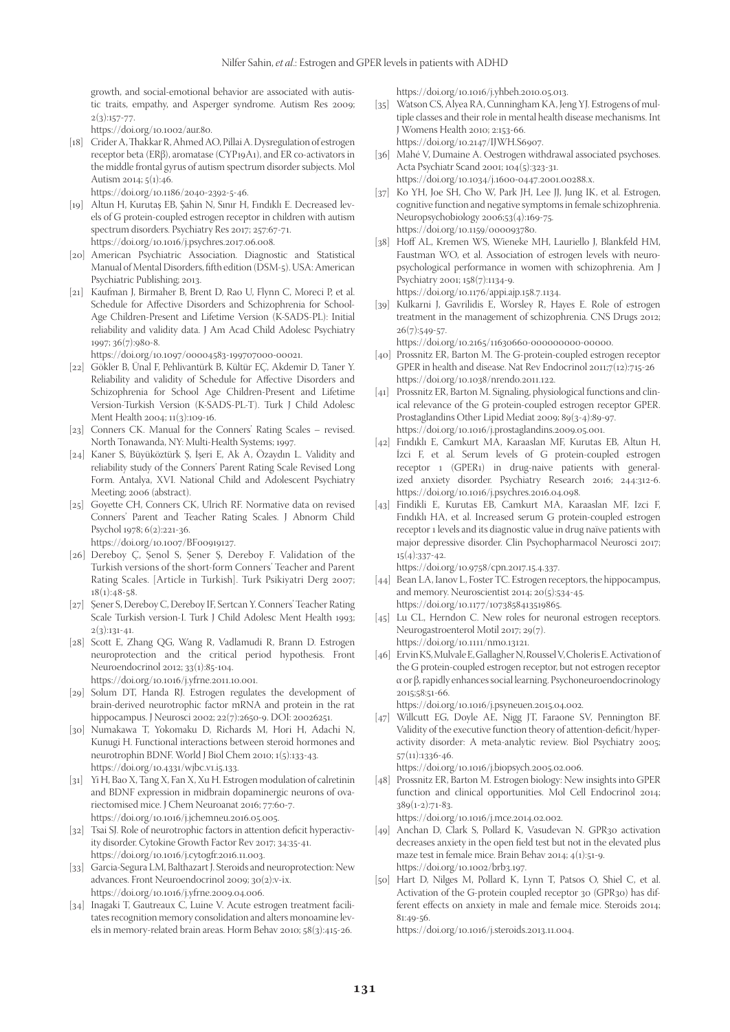growth, and social-emotional behavior are associated with autistic traits, empathy, and Asperger syndrome. Autism Res 2009; 2(3):157-77.
https://doi.org/10.1002/aur.80.

[18] Crider A, Thakkar R, Ahmed AO, Pillai A. Dysregulation of estrogen receptor beta (ERβ), aromatase (CYP19A1), and ER co-activators in the middle frontal gyrus of autism spectrum disorder subjects. Mol Autism 2014; 5(1):46.
https://doi.org/10.1186/2040-2392-5-46.

[19] Altun H, Kurutaş EB, Şahin N, Sınır H, Fındıklı E. Decreased levels of G protein-coupled estrogen receptor in children with autism spectrum disorders. Psychiatry Res 2017; 257:67-71.
https://doi.org/10.1016/j.psychres.2017.06.008.

[20] American Psychiatric Association. Diagnostic and Statistical Manual of Mental Disorders, fifth edition (DSM-5). USA: American Psychiatric Publishing; 2013.

[21] Kaufman J, Birmaher B, Brent D, Rao U, Flynn C, Moreci P, et al. Schedule for Affective Disorders and Schizophrenia for School-Age Children-Present and Lifetime Version (K-SADS-PL): Initial reliability and validity data. J Am Acad Child Adolesc Psychiatry 1997; 36(7):980-8.
https://doi.org/10.1097/00004583-199707000-00021.

[22] Gökler B, Ünal F, Pehlivantürk B, Kültür EÇ, Akdemir D, Taner Y. Reliability and validity of Schedule for Affective Disorders and Schizophrenia for School Age Children-Present and Lifetime Version-Turkish Version (K-SADS-PL-T). Turk J Child Adolesc Ment Health 2004; 11(3):109-16.

[23] Conners CK. Manual for the Conners' Rating Scales – revised. North Tonawanda, NY: Multi-Health Systems; 1997.

[24] Kaner S, Büyüköztürk Ş, İşeri E, Ak A, Özaydın L. Validity and reliability study of the Conners' Parent Rating Scale Revised Long Form. Antalya, XVI. National Child and Adolescent Psychiatry Meeting; 2006 (abstract).

[25] Goyette CH, Conners CK, Ulrich RF. Normative data on revised Conners' Parent and Teacher Rating Scales. J Abnorm Child Psychol 1978; 6(2):221-36.
https://doi.org/10.1007/BF00919127.

[26] Dereboy Ç, Şenol S, Şener Ş, Dereboy F. Validation of the Turkish versions of the short-form Conners' Teacher and Parent Rating Scales. [Article in Turkish]. Turk Psikiyatri Derg 2007; 18(1):48-58.

[27] Şener S, Dereboy C, Dereboy IF, Sertcan Y. Conners' Teacher Rating Scale Turkish version-I. Turk J Child Adolesc Ment Health 1993; 2(3):131-41.

[28] Scott E, Zhang QG, Wang R, Vadlamudi R, Brann D. Estrogen neuroprotection and the critical period hypothesis. Front Neuroendocrinol 2012; 33(1):85-104.
https://doi.org/10.1016/j.yfrne.2011.10.001.

[29] Solum DT, Handa RJ. Estrogen regulates the development of brain-derived neurotrophic factor mRNA and protein in the rat hippocampus. J Neurosci 2002; 22(7):2650-9. DOI: 20026251.

[30] Numakawa T, Yokomaku D, Richards M, Hori H, Adachi N, Kunugi H. Functional interactions between steroid hormones and neurotrophin BDNF. World J Biol Chem 2010; 1(5):133-43.
https://doi.org/10.4331/wjbc.v1.i5.133.

[31] Yi H, Bao X, Tang X, Fan X, Xu H. Estrogen modulation of calretinin and BDNF expression in midbrain dopaminergic neurons of ovariectomised mice. J Chem Neuroanat 2016; 77:60-7.
https://doi.org/10.1016/j.jchemneu.2016.05.005.

[32] Tsai SJ. Role of neurotrophic factors in attention deficit hyperactivity disorder. Cytokine Growth Factor Rev 2017; 34:35-41.
https://doi.org/10.1016/j.cytogfr.2016.11.003.

[33] Garcia-Segura LM, Balthazart J. Steroids and neuroprotection: New advances. Front Neuroendocrinol 2009; 30(2):v-ix.
https://doi.org/10.1016/j.yfrne.2009.04.006.

[34] Inagaki T, Gautreaux C, Luine V. Acute estrogen treatment facilitates recognition memory consolidation and alters monoamine levels in memory-related brain areas. Horm Behav 2010; 58(3):415-26.
https://doi.org/10.1016/j.yhbeh.2010.05.013.

[35] Watson CS, Alyea RA, Cunningham KA, Jeng YJ. Estrogens of multiple classes and their role in mental health disease mechanisms. Int J Womens Health 2010; 2:153-66.
https://doi.org/10.2147/IJWH.S6907.

[36] Mahé V, Dumaine A. Oestrogen withdrawal associated psychoses. Acta Psychiatr Scand 2001; 104(5):323-31.
https://doi.org/10.1034/j.1600-0447.2001.00288.x.

[37] Ko YH, Joe SH, Cho W, Park JH, Lee JJ, Jung IK, et al. Estrogen, cognitive function and negative symptoms in female schizophrenia. Neuropsychobiology 2006;53(4):169-75.
https://doi.org/10.1159/000093780.

[38] Hoff AL, Kremen WS, Wieneke MH, Lauriello J, Blankfeld HM, Faustman WO, et al. Association of estrogen levels with neuropsychological performance in women with schizophrenia. Am J Psychiatry 2001; 158(7):1134-9.
https://doi.org/10.1176/appi.ajp.158.7.1134.

[39] Kulkarni J, Gavrilidis E, Worsley R, Hayes E. Role of estrogen treatment in the management of schizophrenia. CNS Drugs 2012; 26(7):549-57.
https://doi.org/10.2165/11630660-000000000-00000.

[40] Prossnitz ER, Barton M. The G-protein-coupled estrogen receptor GPER in health and disease. Nat Rev Endocrinol 2011;7(12):715-26
https://doi.org/10.1038/nrendo.2011.122.

[41] Prossnitz ER, Barton M. Signaling, physiological functions and clinical relevance of the G protein-coupled estrogen receptor GPER. Prostaglandins Other Lipid Mediat 2009; 89(3-4):89-97.
https://doi.org/10.1016/j.prostaglandins.2009.05.001.

[42] Fındıklı E, Camkurt MA, Karaaslan MF, Kurutas EB, Altun H, Izci F, et al. Serum levels of G protein-coupled estrogen receptor 1 (GPER1) in drug-naive patients with generalized anxiety disorder. Psychiatry Research 2016; 244:312-6.
https://doi.org/10.1016/j.psychres.2016.04.098.

[43] Findikli E, Kurutas EB, Camkurt MA, Karaaslan MF, Izci F, Fındıklı HA, et al. Increased serum G protein-coupled estrogen receptor 1 levels and its diagnostic value in drug naïve patients with major depressive disorder. Clin Psychopharmacol Neurosci 2017; 15(4):337-42.
https://doi.org/10.9758/cpn.2017.15.4.337.

[44] Bean LA, Ianov L, Foster TC. Estrogen receptors, the hippocampus, and memory. Neuroscientist 2014; 20(5):534-45.
https://doi.org/10.1177/1073858413519865.

[45] Lu CL, Herndon C. New roles for neuronal estrogen receptors. Neurogastroenterol Motil 2017; 29(7).
https://doi.org/10.1111/nmo.13121.

[46] Ervin KS, Mulvale E, Gallagher N, Roussel V, Choleris E. Activation of the G protein-coupled estrogen receptor, but not estrogen receptor α or β, rapidly enhances social learning. Psychoneuroendocrinology 2015;58:51-66.
https://doi.org/10.1016/j.psyneuen.2015.04.002.

[47] Willcutt EG, Doyle AE, Nigg JT, Faraone SV, Pennington BF. Validity of the executive function theory of attention-deficit/hyperactivity disorder: A meta-analytic review. Biol Psychiatry 2005; 57(11):1336-46.
https://doi.org/10.1016/j.biopsych.2005.02.006.

[48] Prossnitz ER, Barton M. Estrogen biology: New insights into GPER function and clinical opportunities. Mol Cell Endocrinol 2014; 389(1-2):71-83.
https://doi.org/10.1016/j.mce.2014.02.002.

[49] Anchan D, Clark S, Pollard K, Vasudevan N. GPR30 activation decreases anxiety in the open field test but not in the elevated plus maze test in female mice. Brain Behav 2014; 4(1):51-9.
https://doi.org/10.1002/brb3.197.

[50] Hart D, Nilges M, Pollard K, Lynn T, Patsos O, Shiel C, et al. Activation of the G-protein coupled receptor 30 (GPR30) has different effects on anxiety in male and female mice. Steroids 2014; 81:49-56.
https://doi.org/10.1016/j.steroids.2013.11.004.